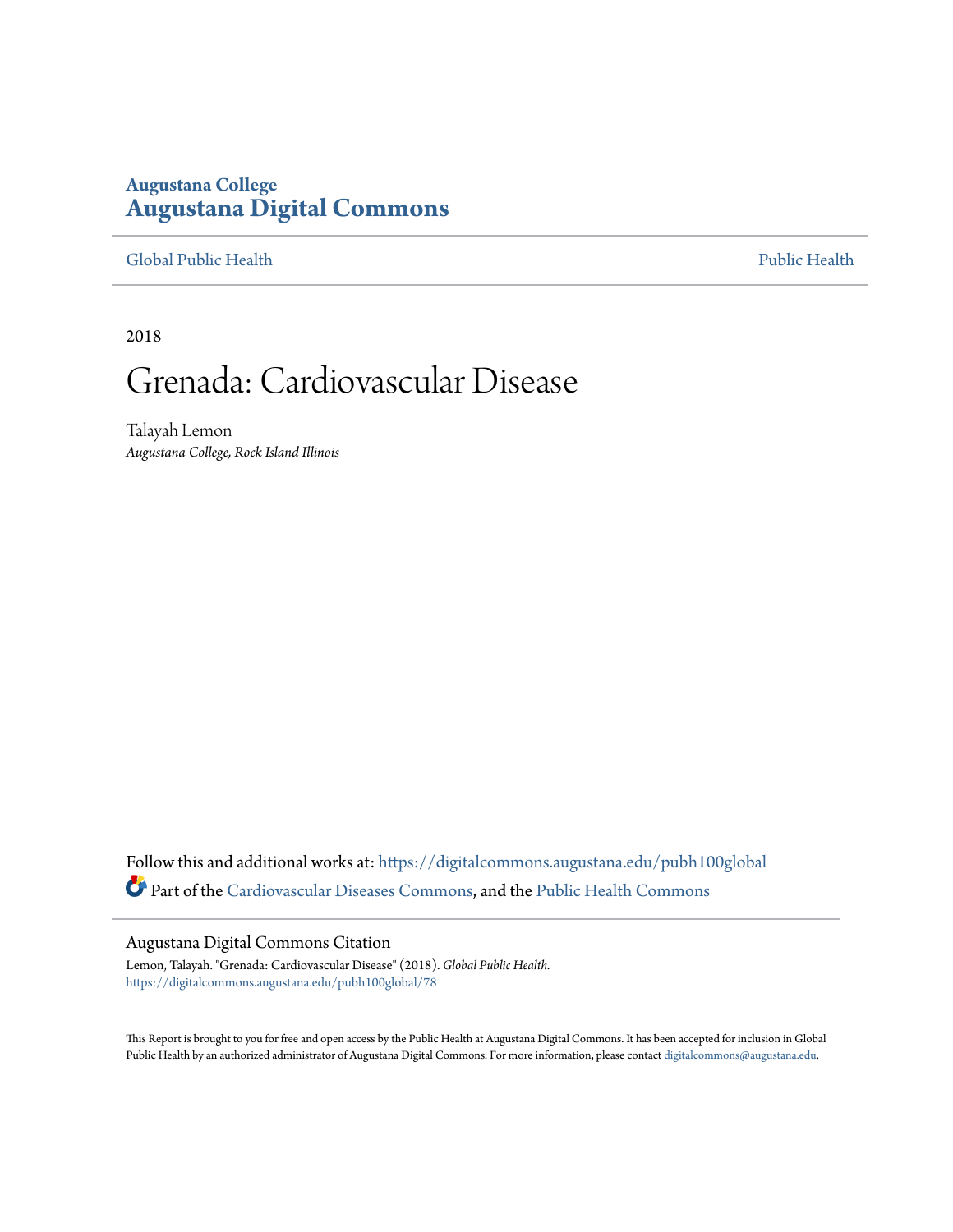**Augustana College**
# Augustana Digital Commons

Global Public Health | Public Health

2018

# Grenada: Cardiovascular Disease

Talayah Lemon
*Augustana College, Rock Island Illinois*

Follow this and additional works at: https://digitalcommons.augustana.edu/pubh100global

Part of the Cardiovascular Diseases Commons, and the Public Health Commons

## Augustana Digital Commons Citation

Lemon, Talayah. "Grenada: Cardiovascular Disease" (2018). *Global Public Health.*
https://digitalcommons.augustana.edu/pubh100global/78

This Report is brought to you for free and open access by the Public Health at Augustana Digital Commons. It has been accepted for inclusion in Global Public Health by an authorized administrator of Augustana Digital Commons. For more information, please contact digitalcommons@augustana.edu.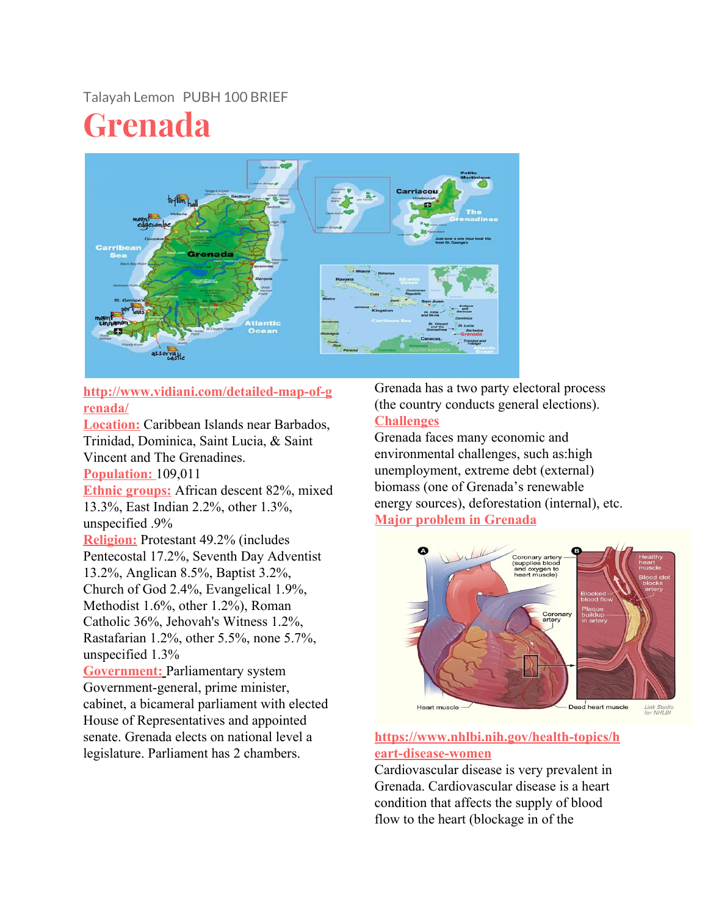Talayah Lemon PUBH 100 BRIEF

# Grenada

http://www.vidiani.com/detailed-map-of-grenada/

**Location:** Caribbean Islands near Barbados, Trinidad, Dominica, Saint Lucia, & Saint Vincent and The Grenadines.

**Population:** 109,011

**Ethnic groups:** African descent 82%, mixed 13.3%, East Indian 2.2%, other 1.3%, unspecified .9%

**Religion:** Protestant 49.2% (includes Pentecostal 17.2%, Seventh Day Adventist 13.2%, Anglican 8.5%, Baptist 3.2%, Church of God 2.4%, Evangelical 1.9%, Methodist 1.6%, other 1.2%), Roman Catholic 36%, Jehovah's Witness 1.2%, Rastafarian 1.2%, other 5.5%, none 5.7%, unspecified 1.3%

**Government:** Parliamentary system Government-general, prime minister, cabinet, a bicameral parliament with elected House of Representatives and appointed senate. Grenada elects on national level a legislature. Parliament has 2 chambers.

Grenada has a two party electoral process (the country conducts general elections).

**Challenges**

Grenada faces many economic and environmental challenges, such as:high unemployment, extreme debt (external) biomass (one of Grenada's renewable energy sources), deforestation (internal), etc.

**Major problem in Grenada**

https://www.nhlbi.nih.gov/health-topics/heart-disease-women

Cardiovascular disease is very prevalent in Grenada. Cardiovascular disease is a heart condition that affects the supply of blood flow to the heart (blockage in of the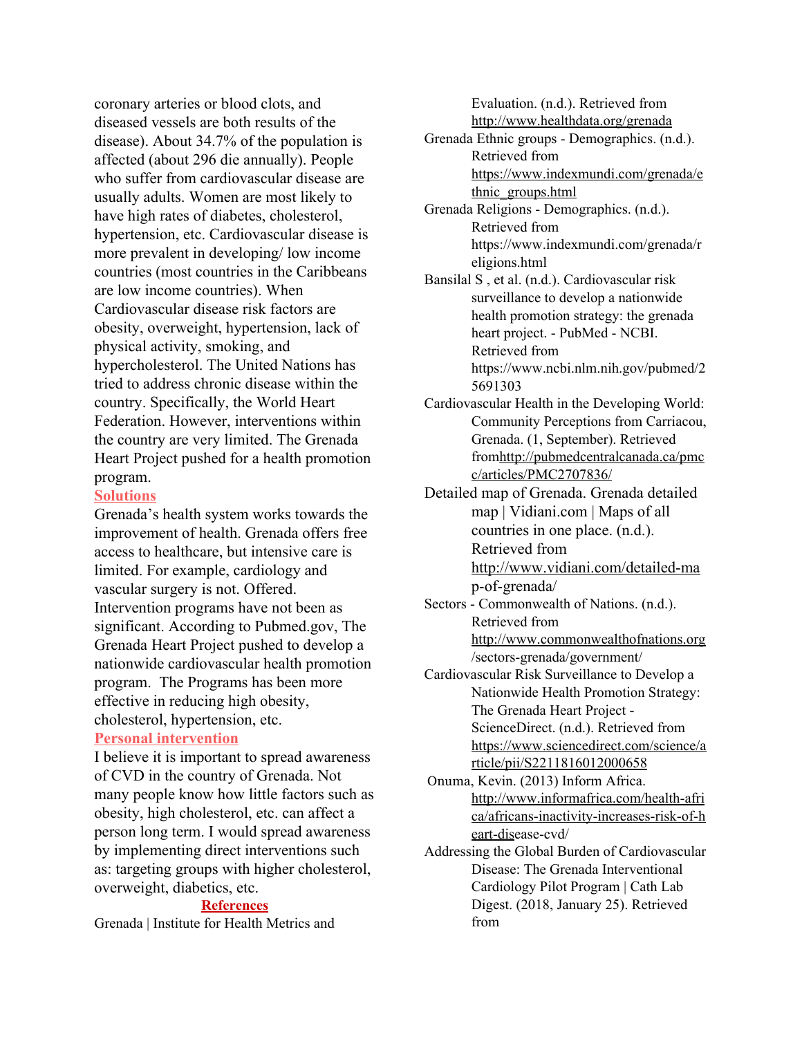coronary arteries or blood clots, and diseased vessels are both results of the disease). About 34.7% of the population is affected (about 296 die annually). People who suffer from cardiovascular disease are usually adults. Women are most likely to have high rates of diabetes, cholesterol, hypertension, etc. Cardiovascular disease is more prevalent in developing/ low income countries (most countries in the Caribbeans are low income countries). When Cardiovascular disease risk factors are obesity, overweight, hypertension, lack of physical activity, smoking, and hypercholesterol. The United Nations has tried to address chronic disease within the country. Specifically, the World Heart Federation. However, interventions within the country are very limited. The Grenada Heart Project pushed for a health promotion program.

## Solutions

Grenada's health system works towards the improvement of health. Grenada offers free access to healthcare, but intensive care is limited. For example, cardiology and vascular surgery is not. Offered. Intervention programs have not been as significant. According to Pubmed.gov, The Grenada Heart Project pushed to develop a nationwide cardiovascular health promotion program. The Programs has been more effective in reducing high obesity, cholesterol, hypertension, etc.

## Personal intervention

I believe it is important to spread awareness of CVD in the country of Grenada. Not many people know how little factors such as obesity, high cholesterol, etc. can affect a person long term. I would spread awareness by implementing direct interventions such as: targeting groups with higher cholesterol, overweight, diabetics, etc.

## References

Grenada | Institute for Health Metrics and Evaluation. (n.d.). Retrieved from http://www.healthdata.org/grenada

Grenada Ethnic groups - Demographics. (n.d.). Retrieved from https://www.indexmundi.com/grenada/ethnic_groups.html

Grenada Religions - Demographics. (n.d.). Retrieved from https://www.indexmundi.com/grenada/religions.html

Bansilal S , et al. (n.d.). Cardiovascular risk surveillance to develop a nationwide health promotion strategy: the grenada heart project. - PubMed - NCBI. Retrieved from https://www.ncbi.nlm.nih.gov/pubmed/25691303

Cardiovascular Health in the Developing World: Community Perceptions from Carriacou, Grenada. (1, September). Retrieved fromhttp://pubmedcentralcanada.ca/pmcc/articles/PMC2707836/

Detailed map of Grenada. Grenada detailed map | Vidiani.com | Maps of all countries in one place. (n.d.). Retrieved from http://www.vidiani.com/detailed-map-of-grenada/

Sectors - Commonwealth of Nations. (n.d.). Retrieved from http://www.commonwealthofnations.org/sectors-grenada/government/

Cardiovascular Risk Surveillance to Develop a Nationwide Health Promotion Strategy: The Grenada Heart Project - ScienceDirect. (n.d.). Retrieved from https://www.sciencedirect.com/science/article/pii/S2211816012000658

Onuma, Kevin. (2013) Inform Africa. http://www.informafrica.com/health-africa/africans-inactivity-increases-risk-of-heart-disease-cvd/

Addressing the Global Burden of Cardiovascular Disease: The Grenada Interventional Cardiology Pilot Program | Cath Lab Digest. (2018, January 25). Retrieved from